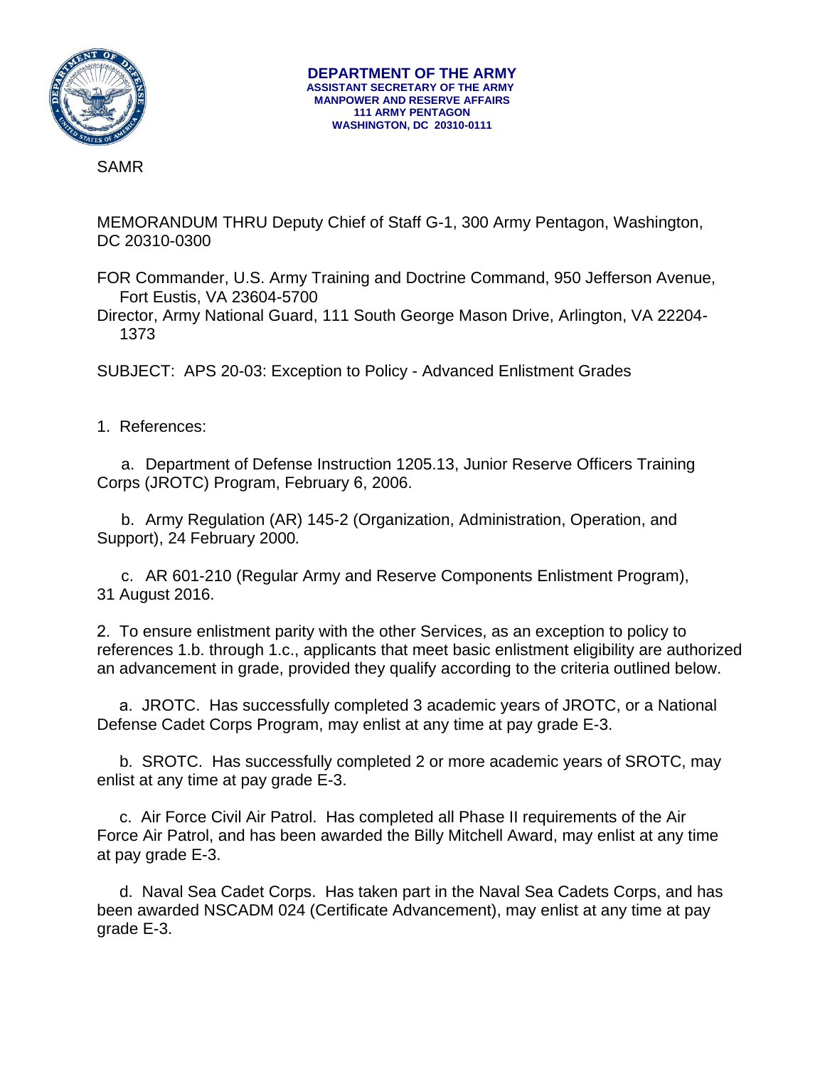**DEPARTMENT OF THE ARMY**
**ASSISTANT SECRETARY OF THE ARMY**
**MANPOWER AND RESERVE AFFAIRS**
**111 ARMY PENTAGON**
**WASHINGTON, DC 20310-0111**

SAMR

MEMORANDUM THRU Deputy Chief of Staff G-1, 300 Army Pentagon, Washington, DC 20310-0300

FOR Commander, U.S. Army Training and Doctrine Command, 950 Jefferson Avenue, Fort Eustis, VA 23604-5700
Director, Army National Guard, 111 South George Mason Drive, Arlington, VA 22204-1373

SUBJECT: APS 20-03: Exception to Policy - Advanced Enlistment Grades

1. References:

a. Department of Defense Instruction 1205.13, Junior Reserve Officers Training Corps (JROTC) Program, February 6, 2006.

b. Army Regulation (AR) 145-2 (Organization, Administration, Operation, and Support), 24 February 2000.

c. AR 601-210 (Regular Army and Reserve Components Enlistment Program), 31 August 2016.

2. To ensure enlistment parity with the other Services, as an exception to policy to references 1.b. through 1.c., applicants that meet basic enlistment eligibility are authorized an advancement in grade, provided they qualify according to the criteria outlined below.

a. JROTC. Has successfully completed 3 academic years of JROTC, or a National Defense Cadet Corps Program, may enlist at any time at pay grade E-3.

b. SROTC. Has successfully completed 2 or more academic years of SROTC, may enlist at any time at pay grade E-3.

c. Air Force Civil Air Patrol. Has completed all Phase II requirements of the Air Force Air Patrol, and has been awarded the Billy Mitchell Award, may enlist at any time at pay grade E-3.

d. Naval Sea Cadet Corps. Has taken part in the Naval Sea Cadets Corps, and has been awarded NSCADM 024 (Certificate Advancement), may enlist at any time at pay grade E-3.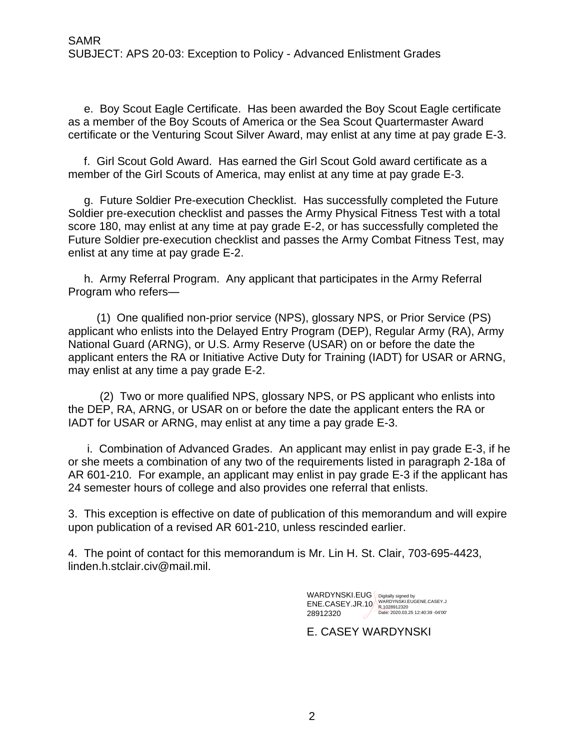e. Boy Scout Eagle Certificate. Has been awarded the Boy Scout Eagle certificate as a member of the Boy Scouts of America or the Sea Scout Quartermaster Award certificate or the Venturing Scout Silver Award, may enlist at any time at pay grade E-3.

f. Girl Scout Gold Award. Has earned the Girl Scout Gold award certificate as a member of the Girl Scouts of America, may enlist at any time at pay grade E-3.

g. Future Soldier Pre-execution Checklist. Has successfully completed the Future Soldier pre-execution checklist and passes the Army Physical Fitness Test with a total score 180, may enlist at any time at pay grade E-2, or has successfully completed the Future Soldier pre-execution checklist and passes the Army Combat Fitness Test, may enlist at any time at pay grade E-2.

h. Army Referral Program. Any applicant that participates in the Army Referral Program who refers—

(1) One qualified non-prior service (NPS), glossary NPS, or Prior Service (PS) applicant who enlists into the Delayed Entry Program (DEP), Regular Army (RA), Army National Guard (ARNG), or U.S. Army Reserve (USAR) on or before the date the applicant enters the RA or Initiative Active Duty for Training (IADT) for USAR or ARNG, may enlist at any time a pay grade E-2.

(2) Two or more qualified NPS, glossary NPS, or PS applicant who enlists into the DEP, RA, ARNG, or USAR on or before the date the applicant enters the RA or IADT for USAR or ARNG, may enlist at any time a pay grade E-3.

i. Combination of Advanced Grades. An applicant may enlist in pay grade E-3, if he or she meets a combination of any two of the requirements listed in paragraph 2-18a of AR 601-210. For example, an applicant may enlist in pay grade E-3 if the applicant has 24 semester hours of college and also provides one referral that enlists.

3. This exception is effective on date of publication of this memorandum and will expire upon publication of a revised AR 601-210, unless rescinded earlier.

4. The point of contact for this memorandum is Mr. Lin H. St. Clair, 703-695-4423, linden.h.stclair.civ@mail.mil.

WARDYNSKI.EUGENE.CASEY.JR.1028912320 Digitally signed by WARDYNSKI.EUGENE.CASEY.JR.1028912320 Date: 2020.03.25 12:40:39 -04'00'

E. CASEY WARDYNSKI